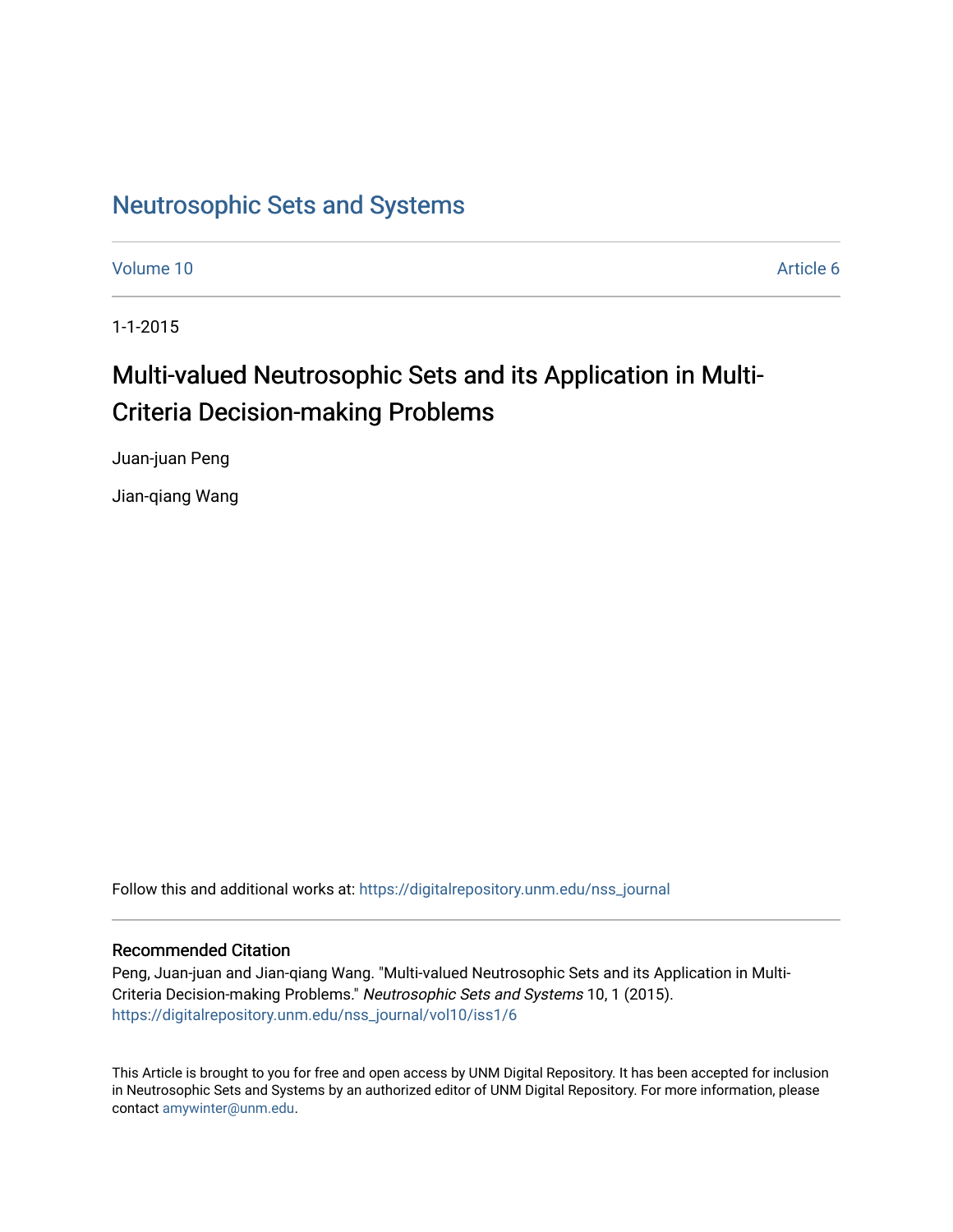# Neutrosophic Sets and Systems

Volume 10

Article 6

1-1-2015

## Multi-valued Neutrosophic Sets and its Application in Multi-Criteria Decision-making Problems

Juan-juan Peng

Jian-qiang Wang

Follow this and additional works at: https://digitalrepository.unm.edu/nss_journal

### Recommended Citation

Peng, Juan-juan and Jian-qiang Wang. "Multi-valued Neutrosophic Sets and its Application in Multi-Criteria Decision-making Problems." *Neutrosophic Sets and Systems* 10, 1 (2015). https://digitalrepository.unm.edu/nss_journal/vol10/iss1/6

This Article is brought to you for free and open access by UNM Digital Repository. It has been accepted for inclusion in Neutrosophic Sets and Systems by an authorized editor of UNM Digital Repository. For more information, please contact amywinter@unm.edu.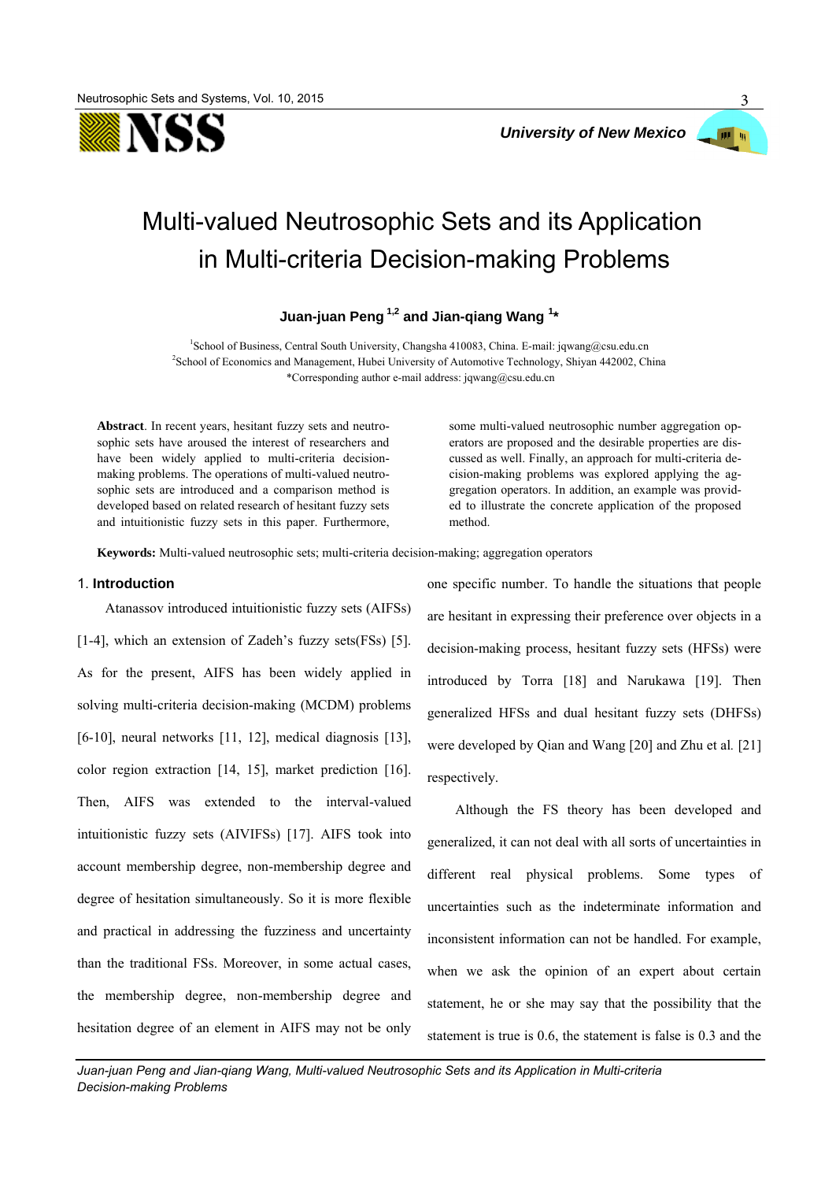# Multi-valued Neutrosophic Sets and its Application in Multi-criteria Decision-making Problems

**Juan-juan Peng [1,2] and Jian-qiang Wang [1]***

[1]School of Business, Central South University, Changsha 410083, China. E-mail: jqwang@csu.edu.cn
[2]School of Economics and Management, Hubei University of Automotive Technology, Shiyan 442002, China
*Corresponding author e-mail address: jqwang@csu.edu.cn

**Abstract**. In recent years, hesitant fuzzy sets and neutrosophic sets have aroused the interest of researchers and have been widely applied to multi-criteria decision-making problems. The operations of multi-valued neutrosophic sets are introduced and a comparison method is developed based on related research of hesitant fuzzy sets and intuitionistic fuzzy sets in this paper. Furthermore, some multi-valued neutrosophic number aggregation operators are proposed and the desirable properties are discussed as well. Finally, an approach for multi-criteria decision-making problems was explored applying the aggregation operators. In addition, an example was provided to illustrate the concrete application of the proposed method.

**Keywords:** Multi-valued neutrosophic sets; multi-criteria decision-making; aggregation operators

## 1. Introduction

Atanassov introduced intuitionistic fuzzy sets (AIFSs) [1-4], which an extension of Zadeh's fuzzy sets(FSs) [5]. As for the present, AIFS has been widely applied in solving multi-criteria decision-making (MCDM) problems [6-10], neural networks [11, 12], medical diagnosis [13], color region extraction [14, 15], market prediction [16]. Then, AIFS was extended to the interval-valued intuitionistic fuzzy sets (AIVIFSs) [17]. AIFS took into account membership degree, non-membership degree and degree of hesitation simultaneously. So it is more flexible and practical in addressing the fuzziness and uncertainty than the traditional FSs. Moreover, in some actual cases, the membership degree, non-membership degree and hesitation degree of an element in AIFS may not be only one specific number. To handle the situations that people are hesitant in expressing their preference over objects in a decision-making process, hesitant fuzzy sets (HFSs) were introduced by Torra [18] and Narukawa [19]. Then generalized HFSs and dual hesitant fuzzy sets (DHFSs) were developed by Qian and Wang [20] and Zhu et al. [21] respectively.

Although the FS theory has been developed and generalized, it can not deal with all sorts of uncertainties in different real physical problems. Some types of uncertainties such as the indeterminate information and inconsistent information can not be handled. For example, when we ask the opinion of an expert about certain statement, he or she may say that the possibility that the statement is true is 0.6, the statement is false is 0.3 and the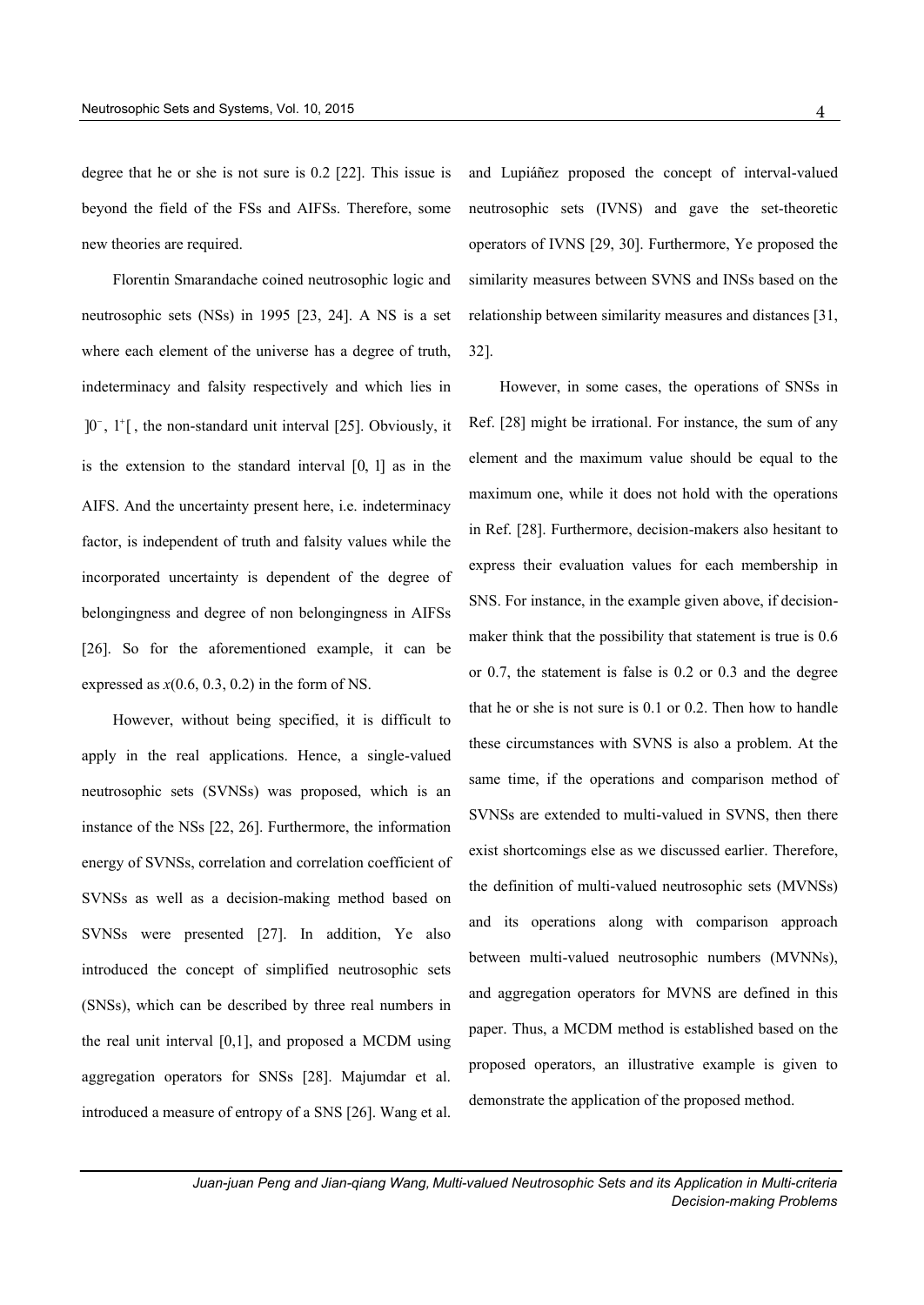degree that he or she is not sure is 0.2 [22]. This issue is beyond the field of the FSs and AIFSs. Therefore, some new theories are required.

Florentin Smarandache coined neutrosophic logic and neutrosophic sets (NSs) in 1995 [23, 24]. A NS is a set where each element of the universe has a degree of truth, indeterminacy and falsity respectively and which lies in $]0^-, 1^+[$, the non-standard unit interval [25]. Obviously, it is the extension to the standard interval [0, 1] as in the AIFS. And the uncertainty present here, i.e. indeterminacy factor, is independent of truth and falsity values while the incorporated uncertainty is dependent of the degree of belongingness and degree of non belongingness in AIFSs [26]. So for the aforementioned example, it can be expressed as $x(0.6, 0.3, 0.2)$ in the form of NS.

However, without being specified, it is difficult to apply in the real applications. Hence, a single-valued neutrosophic sets (SVNSs) was proposed, which is an instance of the NSs [22, 26]. Furthermore, the information energy of SVNSs, correlation and correlation coefficient of SVNSs as well as a decision-making method based on SVNSs were presented [27]. In addition, Ye also introduced the concept of simplified neutrosophic sets (SNSs), which can be described by three real numbers in the real unit interval [0,1], and proposed a MCDM using aggregation operators for SNSs [28]. Majumdar et al. introduced a measure of entropy of a SNS [26]. Wang et al. and Lupiáñez proposed the concept of interval-valued neutrosophic sets (IVNS) and gave the set-theoretic operators of IVNS [29, 30]. Furthermore, Ye proposed the similarity measures between SVNS and INSs based on the relationship between similarity measures and distances [31, 32].

However, in some cases, the operations of SNSs in Ref. [28] might be irrational. For instance, the sum of any element and the maximum value should be equal to the maximum one, while it does not hold with the operations in Ref. [28]. Furthermore, decision-makers also hesitant to express their evaluation values for each membership in SNS. For instance, in the example given above, if decision-maker think that the possibility that statement is true is 0.6 or 0.7, the statement is false is 0.2 or 0.3 and the degree that he or she is not sure is 0.1 or 0.2. Then how to handle these circumstances with SVNS is also a problem. At the same time, if the operations and comparison method of SVNSs are extended to multi-valued in SVNS, then there exist shortcomings else as we discussed earlier. Therefore, the definition of multi-valued neutrosophic sets (MVNSs) and its operations along with comparison approach between multi-valued neutrosophic numbers (MVNNs), and aggregation operators for MVNS are defined in this paper. Thus, a MCDM method is established based on the proposed operators, an illustrative example is given to demonstrate the application of the proposed method.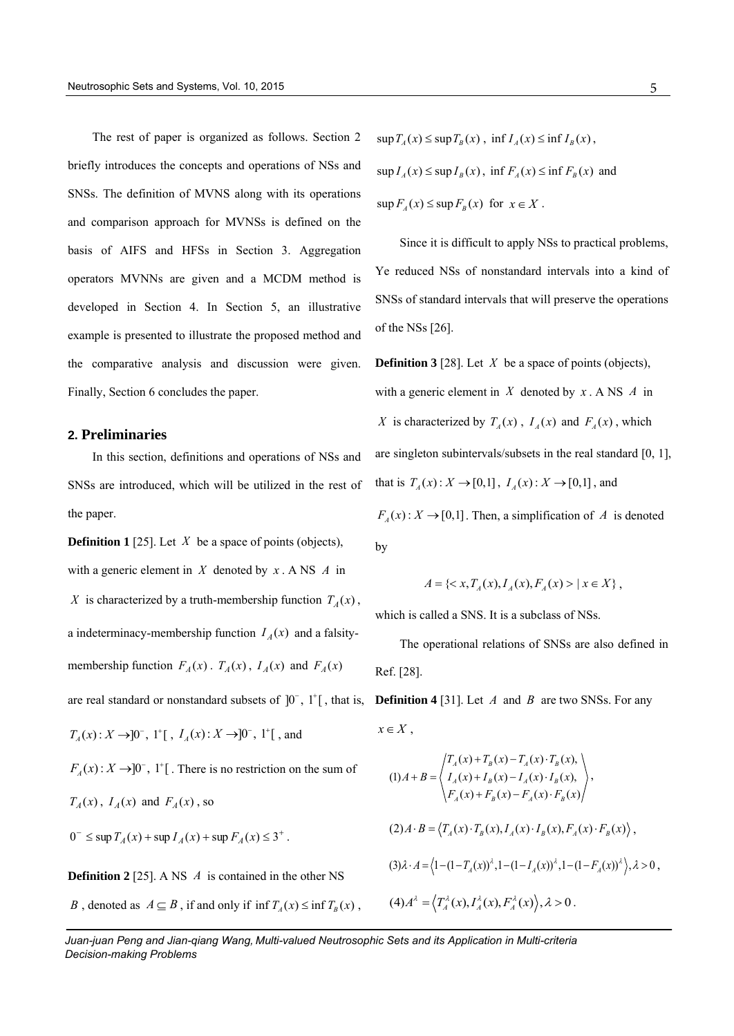The rest of paper is organized as follows. Section 2 briefly introduces the concepts and operations of NSs and SNSs. The definition of MVNS along with its operations and comparison approach for MVNSs is defined on the basis of AIFS and HFSs in Section 3. Aggregation operators MVNNs are given and a MCDM method is developed in Section 4. In Section 5, an illustrative example is presented to illustrate the proposed method and the comparative analysis and discussion were given. Finally, Section 6 concludes the paper.

## 2. Preliminaries

In this section, definitions and operations of NSs and SNSs are introduced, which will be utilized in the rest of the paper.

**Definition 1** [25]. Let $X$ be a space of points (objects), with a generic element in $X$ denoted by $x$. A NS $A$ in $X$ is characterized by a truth-membership function $T_A(x)$, a indeterminacy-membership function $I_A(x)$ and a falsity-membership function $F_A(x)$. $T_A(x)$, $I_A(x)$ and $F_A(x)$ are real standard or nonstandard subsets of $]0^-, 1^+[$, that is, $T_A(x): X \to ]0^-, 1^+[$, $I_A(x): X \to ]0^-, 1^+[$, and $F_A(x): X \to ]0^-, 1^+[$. There is no restriction on the sum of $T_A(x)$, $I_A(x)$ and $F_A(x)$, so

$0^- \le \sup T_A(x) + \sup I_A(x) + \sup F_A(x) \le 3^+$.

**Definition 2** [25]. A NS $A$ is contained in the other NS $B$, denoted as $A \subseteq B$, if and only if $\inf T_A(x) \le \inf T_B(x)$, $\sup T_A(x) \le \sup T_B(x)$, $\inf I_A(x) \le \inf I_B(x)$, $\sup I_A(x) \le \sup I_B(x)$, $\inf F_A(x) \le \inf F_B(x)$ and $\sup F_A(x) \le \sup F_B(x)$ for $x \in X$.

Since it is difficult to apply NSs to practical problems, Ye reduced NSs of nonstandard intervals into a kind of SNSs of standard intervals that will preserve the operations of the NSs [26].

**Definition 3** [28]. Let $X$ be a space of points (objects), with a generic element in $X$ denoted by $x$. A NS $A$ in $X$ is characterized by $T_A(x)$, $I_A(x)$ and $F_A(x)$, which are singleton subintervals/subsets in the real standard [0, 1], that is $T_A(x): X \to [0,1]$, $I_A(x): X \to [0,1]$, and $F_A(x): X \to [0,1]$. Then, a simplification of $A$ is denoted by

$$A = \{< x, T_A(x), I_A(x), F_A(x) > | \, x \in X\},$$

which is called a SNS. It is a subclass of NSs.

The operational relations of SNSs are also defined in Ref. [28].

**Definition 4** [31]. Let $A$ and $B$ are two SNSs. For any $x \in X$,

$$(1) A + B = \left\langle \begin{array}{c} T_A(x) + T_B(x) - T_A(x) \cdot T_B(x), \\ I_A(x) + I_B(x) - I_A(x) \cdot I_B(x), \\ F_A(x) + F_B(x) - F_A(x) \cdot F_B(x) \end{array} \right\rangle,$$

$$(2) A \cdot B = \left\langle T_A(x) \cdot T_B(x), I_A(x) \cdot I_B(x), F_A(x) \cdot F_B(x) \right\rangle,$$

$$(3) \lambda \cdot A = \left\langle 1-(1-T_A(x))^\lambda, 1-(1-I_A(x))^\lambda, 1-(1-F_A(x))^\lambda \right\rangle, \lambda > 0,$$

$$(4) A^\lambda = \left\langle T_A^\lambda(x), I_A^\lambda(x), F_A^\lambda(x) \right\rangle, \lambda > 0.$$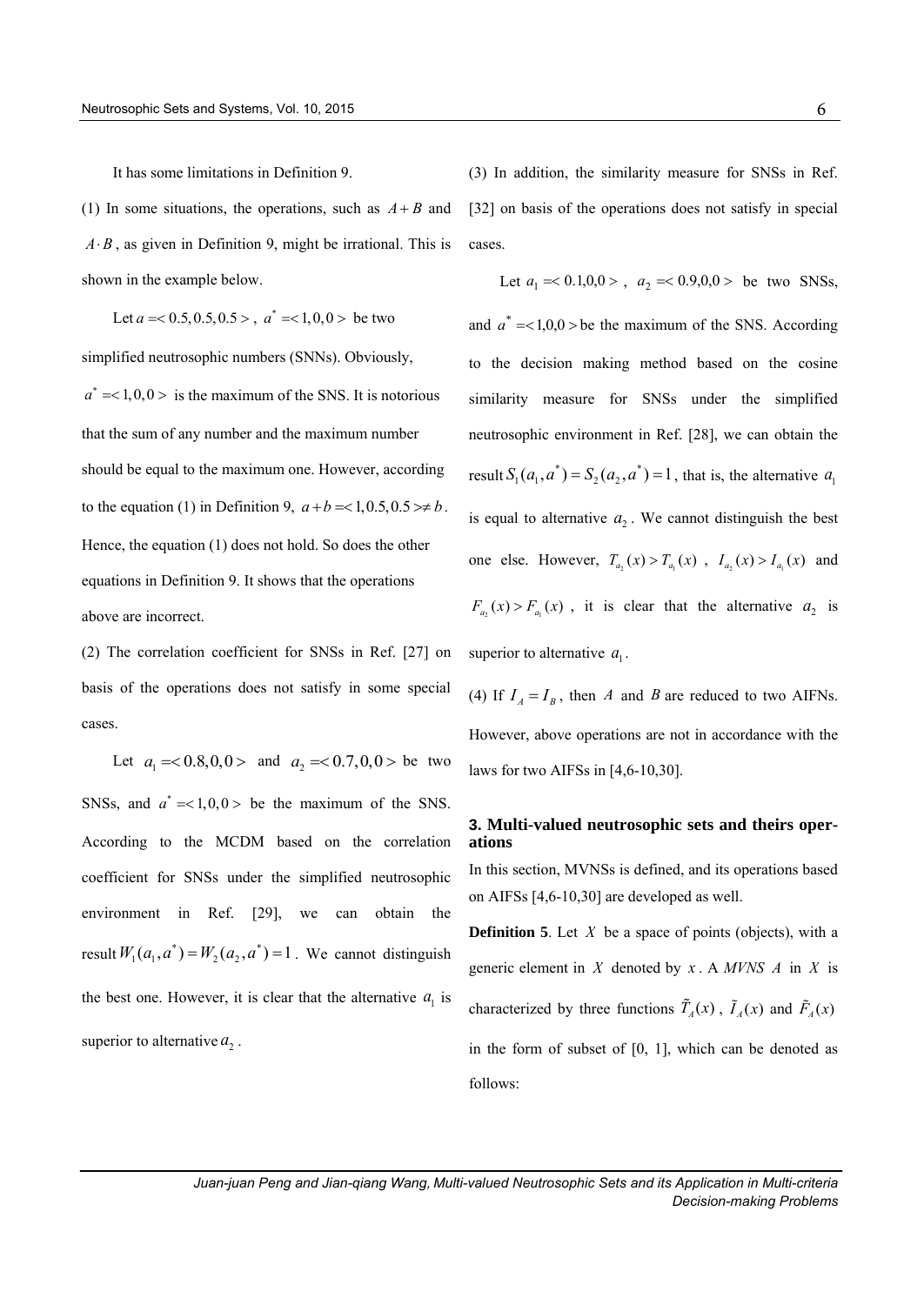It has some limitations in Definition 9.

(1) In some situations, the operations, such as $A+B$ and $A \cdot B$, as given in Definition 9, might be irrational. This is shown in the example below.

Let $a = <0.5, 0.5, 0.5>$, $a^* = <1, 0, 0>$ be two simplified neutrosophic numbers (SNNs). Obviously, $a^* = <1, 0, 0>$ is the maximum of the SNS. It is notorious that the sum of any number and the maximum number should be equal to the maximum one. However, according to the equation (1) in Definition 9, $a + b = <1, 0.5, 0.5> \neq b$. Hence, the equation (1) does not hold. So does the other equations in Definition 9. It shows that the operations above are incorrect.

(2) The correlation coefficient for SNSs in Ref. [27] on basis of the operations does not satisfy in some special cases.

Let $a_1 = <0.8, 0, 0>$ and $a_2 = <0.7, 0, 0>$ be two SNSs, and $a^* = <1, 0, 0>$ be the maximum of the SNS. According to the MCDM based on the correlation coefficient for SNSs under the simplified neutrosophic environment in Ref. [29], we can obtain the result $W_1(a_1, a^*) = W_2(a_2, a^*) = 1$. We cannot distinguish the best one. However, it is clear that the alternative $a_1$ is superior to alternative $a_2$.

(3) In addition, the similarity measure for SNSs in Ref. [32] on basis of the operations does not satisfy in special cases.

Let $a_1 = <0.1, 0, 0>$, $a_2 = <0.9, 0, 0>$ be two SNSs, and $a^* = <1, 0, 0>$ be the maximum of the SNS. According to the decision making method based on the cosine similarity measure for SNSs under the simplified neutrosophic environment in Ref. [28], we can obtain the result $S_1(a_1, a^*) = S_2(a_2, a^*) = 1$, that is, the alternative $a_1$ is equal to alternative $a_2$. We cannot distinguish the best one else. However, $T_{a_2}(x) > T_{a_1}(x)$, $I_{a_2}(x) > I_{a_1}(x)$ and $F_{a_2}(x) > F_{a_1}(x)$, it is clear that the alternative $a_2$ is superior to alternative $a_1$.

(4) If $I_A = I_B$, then $A$ and $B$ are reduced to two AIFNs. However, above operations are not in accordance with the laws for two AIFSs in [4,6-10,30].

## 3. Multi-valued neutrosophic sets and theirs operations

In this section, MVNSs is defined, and its operations based on AIFSs [4,6-10,30] are developed as well.

**Definition 5**. Let $X$ be a space of points (objects), with a generic element in $X$ denoted by $x$. A *MVNS* $A$ in $X$ is characterized by three functions $\tilde{T}_A(x)$, $\tilde{I}_A(x)$ and $\tilde{F}_A(x)$ in the form of subset of [0, 1], which can be denoted as follows: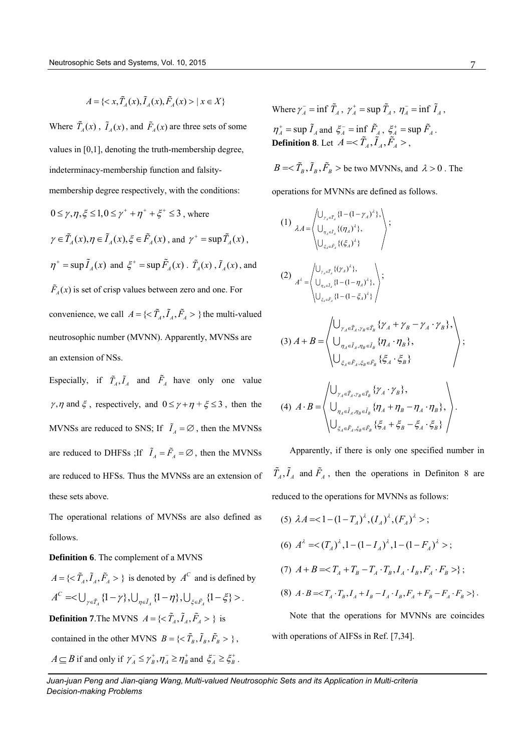$$A = \{< x, \tilde{T}_A(x), \tilde{I}_A(x), \tilde{F}_A(x) > | \, x \in X\}$$

Where $\tilde{T}_A(x)$, $\tilde{I}_A(x)$, and $\tilde{F}_A(x)$ are three sets of some values in [0,1], denoting the truth-membership degree, indeterminacy-membership function and falsity-membership degree respectively, with the conditions: $0 \le \gamma, \eta, \xi \le 1, 0 \le \gamma^+ + \eta^+ + \xi^+ \le 3$, where $\gamma \in \tilde{T}_A(x), \eta \in \tilde{I}_A(x), \xi \in \tilde{F}_A(x)$, and $\gamma^+ = \sup \tilde{T}_A(x)$, $\eta^+ = \sup \tilde{I}_A(x)$ and $\xi^+ = \sup \tilde{F}_A(x)$. $\tilde{T}_A(x)$, $\tilde{I}_A(x)$, and $\tilde{F}_A(x)$ is set of crisp values between zero and one. For convenience, we call $A = \{< \tilde{T}_A, \tilde{I}_A, \tilde{F}_A > \}$ the multi-valued neutrosophic number (MVNN). Apparently, MVNSs are an extension of NSs.

Especially, if $\tilde{T}_A, \tilde{I}_A$ and $\tilde{F}_A$ have only one value $\gamma, \eta$ and $\xi$, respectively, and $0 \le \gamma + \eta + \xi \le 3$, then the MVNSs are reduced to SNS; If $\tilde{I}_A = \varnothing$, then the MVNSs are reduced to DHFSs ;If $\tilde{I}_A = \tilde{F}_A = \varnothing$, then the MVNSs are reduced to HFSs. Thus the MVNSs are an extension of these sets above.

The operational relations of MVNSs are also defined as follows.

**Definition 6**. The complement of a MVNS $A = \{< \tilde{T}_A, \tilde{I}_A, \tilde{F}_A > \}$ is denoted by $A^C$ and is defined by $A^C = < \bigcup_{\gamma \in \tilde{T}_A} \{1-\gamma\}, \bigcup_{\eta \in \tilde{I}_A} \{1-\eta\}, \bigcup_{\xi \in \tilde{F}_A} \{1-\xi\} >$.

**Definition 7**.The MVNS $A = \{< \tilde{T}_A, \tilde{I}_A, \tilde{F}_A > \}$ is contained in the other MVNS $B = \{< \tilde{T}_B, \tilde{I}_B, \tilde{F}_B > \}$, $A \subseteq B$ if and only if $\gamma_A^- \le \gamma_B^+, \eta_A^- \ge \eta_B^+$ and $\xi_A^- \ge \xi_B^+$.

Where $\gamma_A^- = \inf \tilde{T}_A$, $\gamma_A^+ = \sup \tilde{T}_A$, $\eta_A^- = \inf \tilde{I}_A$, $\eta_A^+ = \sup \tilde{I}_A$ and $\xi_A^- = \inf \tilde{F}_A$, $\xi_A^+ = \sup \tilde{F}_A$.

**Definition 8**. Let $A = < \tilde{T}_A, \tilde{I}_A, \tilde{F}_A >$, $B = < \tilde{T}_B, \tilde{I}_B, \tilde{F}_B >$ be two MVNNs, and $\lambda > 0$. The operations for MVNNs are defined as follows.

(1) $$\lambda A = \left\langle \begin{array}{l} \bigcup_{\gamma_A \in \tilde{T}_A} \{1-(1-\gamma_A)^\lambda\}, \\ \bigcup_{\eta_A \in \tilde{I}_A} \{(\eta_A)^\lambda\}, \\ \bigcup_{\xi_A \in \tilde{F}_A} \{(\xi_A)^\lambda\} \end{array} \right\rangle;$$

(2) $$A^\lambda = \left\langle \begin{array}{l} \bigcup_{\gamma_A \in \tilde{T}_A} \{(\gamma_A)^\lambda\}, \\ \bigcup_{\eta_A \in \tilde{I}_A} \{1-(1-\eta_A)^\lambda\}, \\ \bigcup_{\xi_A \in \tilde{F}_A} \{1-(1-\xi_A)^\lambda\} \end{array} \right\rangle;$$

(3) $$A + B = \left\langle \begin{array}{l} \bigcup_{\gamma_A \in \tilde{T}_A, \gamma_B \in \tilde{T}_B} \{\gamma_A + \gamma_B - \gamma_A \cdot \gamma_B\}, \\ \bigcup_{\eta_A \in \tilde{I}_A, \eta_B \in \tilde{I}_B} \{\eta_A \cdot \eta_B\}, \\ \bigcup_{\xi_A \in \tilde{F}_A, \xi_B \in \tilde{F}_B} \{\xi_A \cdot \xi_B\} \end{array} \right\rangle;$$

(4) $$A \cdot B = \left\langle \begin{array}{l} \bigcup_{\gamma_A \in \tilde{T}_A, \gamma_B \in \tilde{T}_B} \{\gamma_A \cdot \gamma_B\}, \\ \bigcup_{\eta_A \in \tilde{I}_A, \eta_B \in \tilde{I}_B} \{\eta_A + \eta_B - \eta_A \cdot \eta_B\}, \\ \bigcup_{\xi_A \in \tilde{F}_A, \xi_B \in \tilde{F}_B} \{\xi_A + \xi_B - \xi_A \cdot \xi_B\} \end{array} \right\rangle.$$

Apparently, if there is only one specified number in $\tilde{T}_A, \tilde{I}_A$ and $\tilde{F}_A$, then the operations in Definiton 8 are reduced to the operations for MVNNs as follows:

(5) $\lambda A = < 1-(1-T_A)^\lambda, (I_A)^\lambda, (F_A)^\lambda >$;

(6) $A^\lambda = < (T_A)^\lambda, 1-(1-I_A)^\lambda, 1-(1-F_A)^\lambda >$;

(7) $A + B = < T_A + T_B - T_A \cdot T_B, I_A \cdot I_B, F_A \cdot F_B > \}$;

(8) $A \cdot B = < T_A \cdot T_B, I_A + I_B - I_A \cdot I_B, F_A + F_B - F_A \cdot F_B > \}$.

Note that the operations for MVNNs are coincides with operations of AIFSs in Ref. [7,34].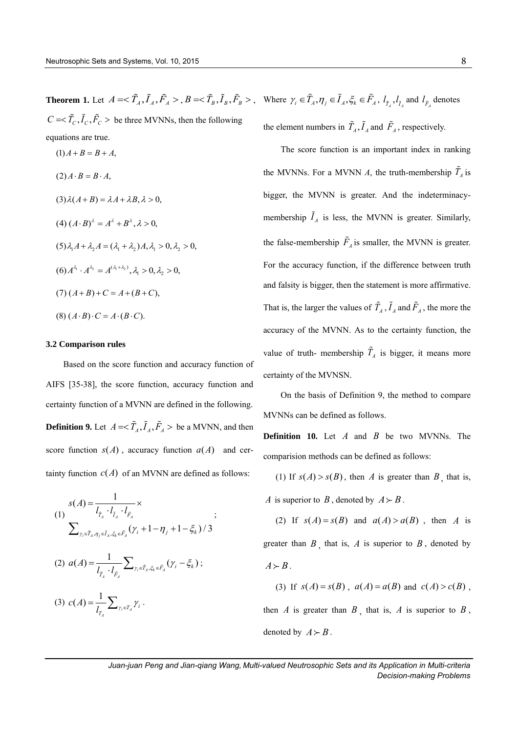**Theorem 1.** Let $A = < \tilde{T}_A, \tilde{I}_A, \tilde{F}_A >$, $B = < \tilde{T}_B, \tilde{I}_B, \tilde{F}_B >$, $C = < \tilde{T}_C, \tilde{I}_C, \tilde{F}_C >$ be three MVNNs, then the following equations are true.

$(1) A + B = B + A,$

$(2) A \cdot B = B \cdot A,$

$(3) \lambda(A + B) = \lambda A + \lambda B, \lambda > 0,$

$(4) (A \cdot B)^{\lambda} = A^{\lambda} + B^{\lambda}, \lambda > 0,$

$(5) \lambda_1 A + \lambda_2 A = (\lambda_1 + \lambda_2) A, \lambda_1 > 0, \lambda_2 > 0,$

$(6) A^{\lambda_1} \cdot A^{\lambda_2} = A^{(\lambda_1 + \lambda_2)}, \lambda_1 > 0, \lambda_2 > 0,$

$(7) (A + B) + C = A + (B + C),$

$(8) (A \cdot B) \cdot C = A \cdot (B \cdot C).$

### 3.2 Comparison rules

Based on the score function and accuracy function of AIFS [35-38], the score function, accuracy function and certainty function of a MVNN are defined in the following.

**Definition 9.** Let $A = < \tilde{T}_A, \tilde{I}_A, \tilde{F}_A >$ be a MVNN, and then score function $s(A)$, accuracy function $a(A)$ and certainty function $c(A)$ of an MVNN are defined as follows:

(1) $$s(A) = \frac{1}{l_{\tilde{T}_A} \cdot l_{\tilde{I}_A} \cdot l_{\tilde{F}_A}} \times \sum_{\gamma_i \in \tilde{T}_A, \eta_j \in \tilde{I}_A, \xi_k \in \tilde{F}_A} (\gamma_i + 1 - \eta_j + 1 - \xi_k)/3;$$

(2) $$a(A) = \frac{1}{l_{\tilde{T}_A} \cdot l_{\tilde{F}_A}} \sum_{\gamma_i \in \tilde{T}_A, \xi_k \in \tilde{F}_A} (\gamma_i - \xi_k);$$

(3) $$c(A) = \frac{1}{l_{T_A}} \sum_{\gamma_i \in T_A} \gamma_i .$$

Where $\gamma_i \in \tilde{T}_A, \eta_j \in \tilde{I}_A, \xi_k \in \tilde{F}_A$, $l_{\tilde{T}_A}, l_{\tilde{I}_A}$ and $l_{\tilde{F}_A}$ denotes the element numbers in $\tilde{T}_A, \tilde{I}_A$ and $\tilde{F}_A$, respectively.

The score function is an important index in ranking the MVNNs. For a MVNN $A$, the truth-membership $\tilde{T}_A$ is bigger, the MVNN is greater. And the indeterminacy-membership $\tilde{I}_A$ is less, the MVNN is greater. Similarly, the false-membership $\tilde{F}_A$ is smaller, the MVNN is greater. For the accuracy function, if the difference between truth and falsity is bigger, then the statement is more affirmative. That is, the larger the values of $\tilde{T}_A$, $\tilde{I}_A$ and $\tilde{F}_A$, the more the accuracy of the MVNN. As to the certainty function, the value of truth- membership $\tilde{T}_A$ is bigger, it means more certainty of the MVNSN.

On the basis of Definition 9, the method to compare MVNNs can be defined as follows.

**Definition 10.** Let $A$ and $B$ be two MVNNs. The comparision methods can be defined as follows:

(1) If $s(A) > s(B)$, then $A$ is greater than $B$, that is, $A$ is superior to $B$, denoted by $A \succ B$.

(2) If $s(A) = s(B)$ and $a(A) > a(B)$, then $A$ is greater than $B$, that is, $A$ is superior to $B$, denoted by $A \succ B$.

(3) If $s(A) = s(B)$, $a(A) = a(B)$ and $c(A) > c(B)$, then $A$ is greater than $B$, that is, $A$ is superior to $B$, denoted by $A \succ B$.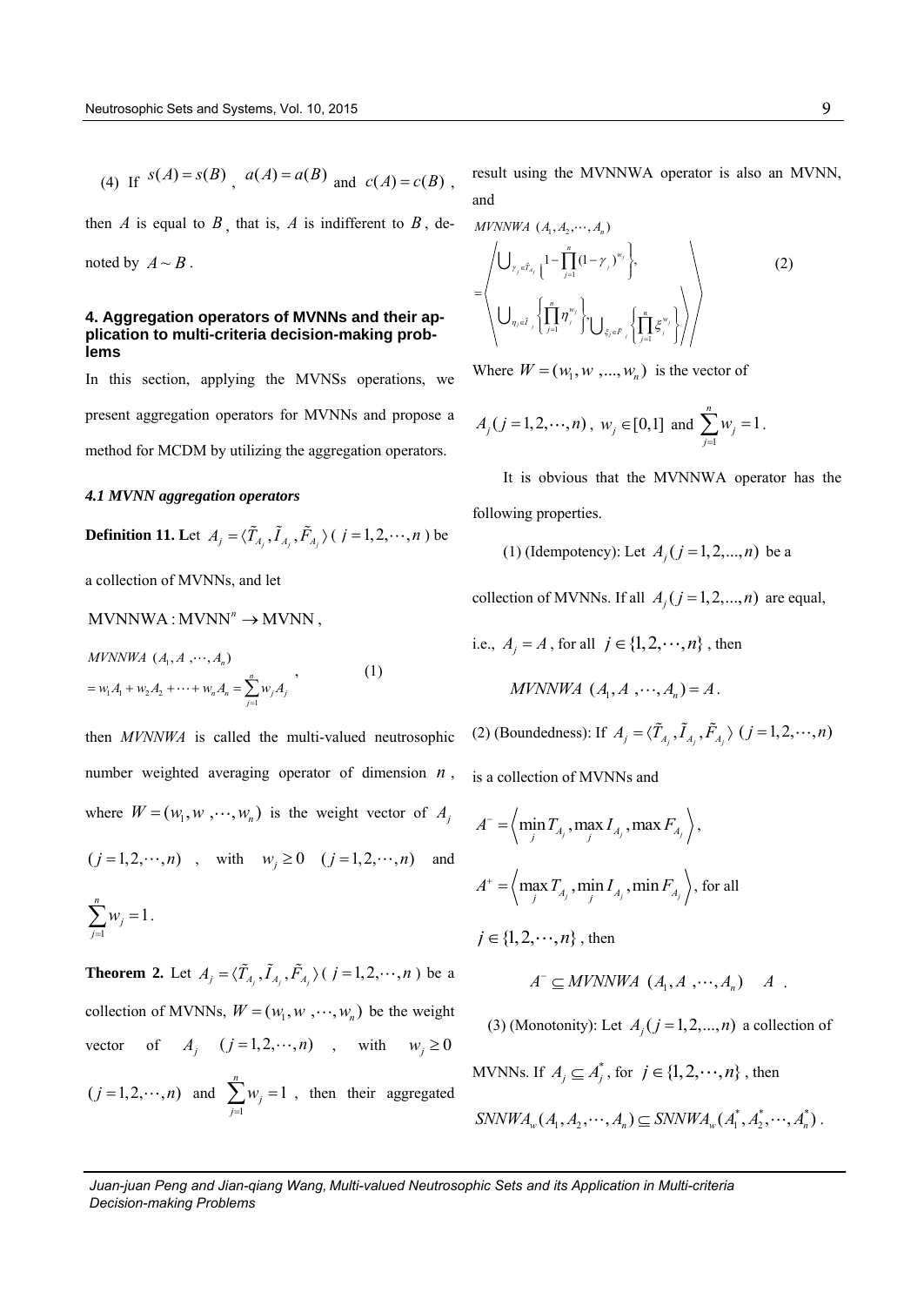(4) If $s(A)=s(B)$, $a(A)=a(B)$ and $c(A)=c(B)$, then $A$ is equal to $B$, that is, $A$ is indifferent to $B$, denoted by $A \sim B$.

## 4. Aggregation operators of MVNNs and their application to multi-criteria decision-making problems

In this section, applying the MVNSs operations, we present aggregation operators for MVNNs and propose a method for MCDM by utilizing the aggregation operators.

### *4.1 MVNN aggregation operators*

**Definition 11.** Let $A_j = \langle \tilde{T}_{A_j}, \tilde{I}_{A_j}, \tilde{F}_{A_j} \rangle$ ( $j = 1, 2, \cdots, n$ ) be a collection of MVNNs, and let

$\mathrm{MVNNWA}: \mathrm{MVNN}^n \to \mathrm{MVNN}$,

$$
\begin{aligned}
&MVNNWA\ (A_1, A\ , \cdots, A_n) \\
&= w_1 A_1 + w_2 A_2 + \cdots + w_n A_n = \sum_{j=1}^{n} w_j A_j
\end{aligned}, \tag{1}
$$

then *MVNNWA* is called the multi-valued neutrosophic number weighted averaging operator of dimension $n$, where $W = (w_1, w\ , \cdots, w_n)$ is the weight vector of $A_j$ $(j = 1, 2, \cdots, n)$, with $w_j \geq 0$ $(j = 1, 2, \cdots, n)$ and $\sum_{j=1}^{n} w_j = 1$.

**Theorem 2.** Let $A_j = \langle \tilde{T}_{A_j}, \tilde{I}_{A_j}, \tilde{F}_{A_j} \rangle$ ( $j = 1, 2, \cdots, n$ ) be a collection of MVNNs, $W = (w_1, w\ , \cdots, w_n)$ be the weight vector of $A_j$ $(j = 1, 2, \cdots, n)$, with $w_j \geq 0$ $(j = 1, 2, \cdots, n)$ and $\sum_{j=1}^{n} w_j = 1$, then their aggregated result using the MVNNWA operator is also an MVNN, and

$$
\begin{aligned}
&MVNNWA\ (A_1, A_2, \cdots, A_n) \\
&= \left\langle
\begin{array}{l}
\bigcup_{\gamma_j \in \tilde{T}_{A_j}} \left\{ 1 - \prod_{j=1}^{n} (1-\gamma_j)^{w_j} \right\}, \\
\bigcup_{\eta_j \in \tilde{I}_{A_j}} \left\{ \prod_{j=1}^{n} \eta_j^{w_j} \right\}, \bigcup_{\xi_j \in \tilde{F}_{A_j}} \left\{ \prod_{j=1}^{n} \xi_j^{w_j} \right\}
\end{array}
\right\rangle
\end{aligned} \tag{2}
$$

Where $W = (w_1, w\ , ..., w_n)$ is the vector of $A_j (j = 1, 2, \cdots, n)$, $w_j \in [0,1]$ and $\sum_{j=1}^{n} w_j = 1$.

It is obvious that the MVNNWA operator has the following properties.

(1) (Idempotency): Let $A_j (j = 1, 2, ..., n)$ be a collection of MVNNs. If all $A_j (j = 1, 2, ..., n)$ are equal, i.e., $A_j = A$, for all $j \in \{1, 2, \cdots, n\}$, then

$$MVNNWA\ (A_1, A\ , \cdots, A_n) = A.$$

(2) (Boundedness): If $A_j = \langle \tilde{T}_{A_j}, \tilde{I}_{A_j}, \tilde{F}_{A_j} \rangle$ $(j = 1, 2, \cdots, n)$ is a collection of MVNNs and

$A^- = \left\langle \min_j T_{A_j}, \max_j I_{A_j}, \max F_{A_j} \right\rangle$,

$A^+ = \left\langle \max_j T_{A_j}, \min_j I_{A_j}, \min F_{A_j} \right\rangle$, for all $j \in \{1, 2, \cdots, n\}$, then

$$A^- \subseteq MVNNWA\ (A_1, A\ , \cdots, A_n) \quad A\ .$$

(3) (Monotonity): Let $A_j (j = 1, 2, ..., n)$ a collection of MVNNs. If $A_j \subseteq A_j^*$, for $j \in \{1, 2, \cdots, n\}$, then

$SNNWA_w (A_1, A_2, \cdots, A_n) \subseteq SNNWA_w (A_1^*, A_2^*, \cdots, A_n^*)$.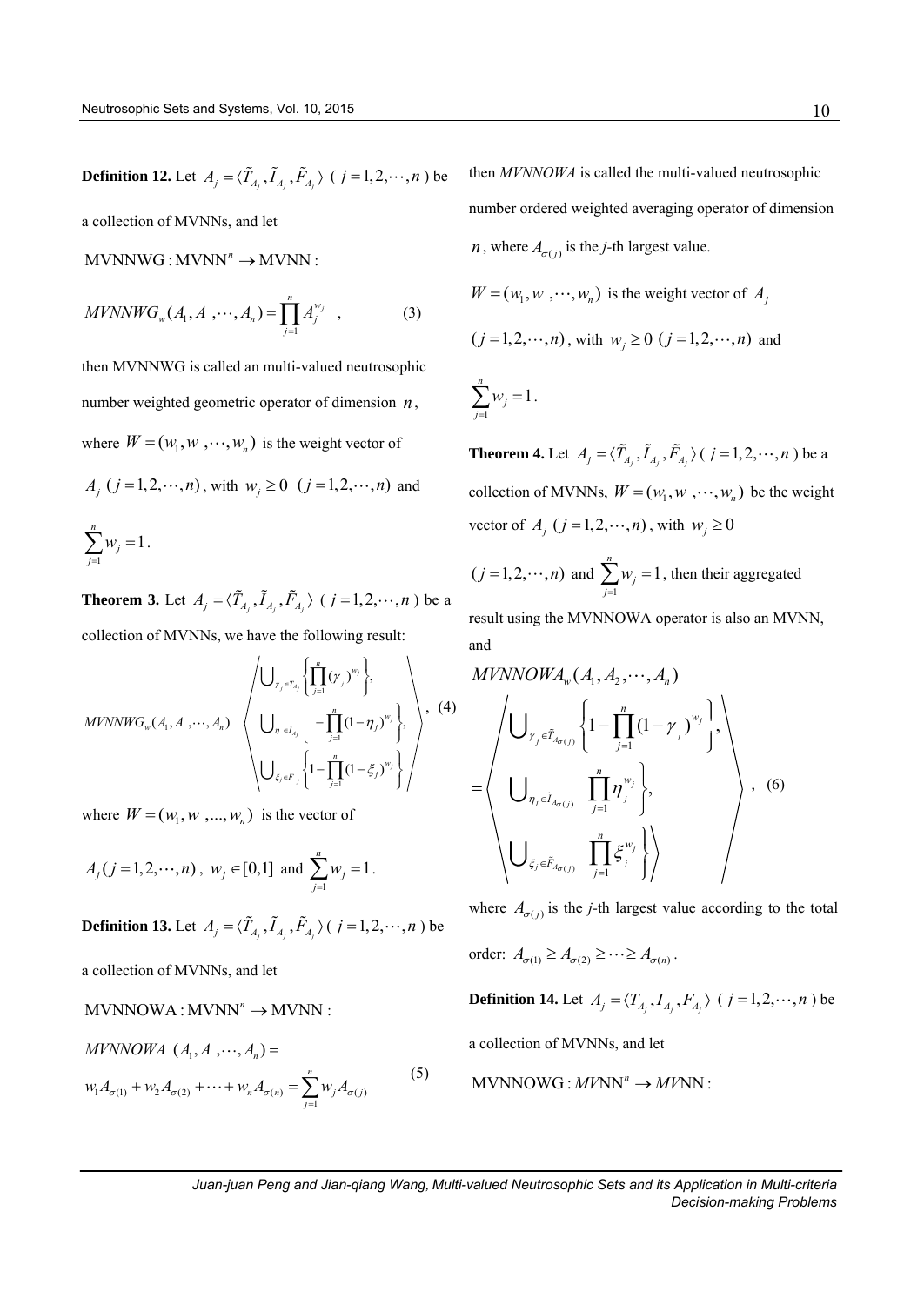**Definition 12.** Let $A_j = \langle \tilde{T}_{A_j}, \tilde{I}_{A_j}, \tilde{F}_{A_j} \rangle$ ( $j = 1, 2, \cdots, n$ ) be a collection of MVNNs, and let

$\text{MVNNWG} : \text{MVNN}^n \rightarrow \text{MVNN}$ :

$$MVNNWG_w(A_1, A\ , \cdots, A_n) = \prod_{j=1}^{n} A_j^{w_j} \quad , \tag{3}$$

then MVNNWG is called an multi-valued neutrosophic number weighted geometric operator of dimension $n$, where $W = (w_1, w\ , \cdots, w_n)$ is the weight vector of $A_j$ $(j = 1, 2, \cdots, n)$, with $w_j \geq 0$ $(j = 1, 2, \cdots, n)$ and $\sum_{j=1}^{n} w_j = 1$.

**Theorem 3.** Let $A_j = \langle \tilde{T}_{A_j}, \tilde{I}_{A_j}, \tilde{F}_{A_j} \rangle$ ( $j = 1, 2, \cdots, n$ ) be a collection of MVNNs, we have the following result:

$$MVNNWG_w(A_1, A\ , \cdots, A_n) \left\langle \begin{array}{l} \bigcup_{\gamma_j \in \tilde{T}_{A_j}} \left\{ \prod_{j=1}^{n} (\gamma_j)^{w_j} \right\}, \\ \bigcup_{\eta \in I_{A_j}} \left[ -\prod_{j=1}^{n} (1 - \eta_j)^{w_j} \right\}, \\ \bigcup_{\xi_j \in \tilde{F}_j} \left\{ 1 - \prod_{j=1}^{n} (1 - \xi_j)^{w_j} \right\} \end{array} \right\rangle, \tag{4}$$

where $W = (w_1, w\ , ..., w_n)$ is the vector of $A_j (j = 1, 2, \cdots, n)$, $w_j \in [0, 1]$ and $\sum_{j=1}^{n} w_j = 1$.

**Definition 13.** Let $A_j = \langle \tilde{T}_{A_j}, \tilde{I}_{A_j}, \tilde{F}_{A_j} \rangle$ ( $j = 1, 2, \cdots, n$ ) be a collection of MVNNs, and let

$\text{MVNNOWA} : \text{MVNN}^n \rightarrow \text{MVNN}$ :

$$MVNNOWA\ (A_1, A\ , \cdots, A_n) = w_1 A_{\sigma(1)} + w_2 A_{\sigma(2)} + \cdots + w_n A_{\sigma(n)} = \sum_{j=1}^{n} w_j A_{\sigma(j)} \tag{5}$$

then *MVNNOWA* is called the multi-valued neutrosophic number ordered weighted averaging operator of dimension $n$, where $A_{\sigma(j)}$ is the *j*-th largest value.

$W = (w_1, w\ , \cdots, w_n)$ is the weight vector of $A_j$ $(j = 1, 2, \cdots, n)$, with $w_j \geq 0$ $(j = 1, 2, \cdots, n)$ and $\sum_{j=1}^{n} w_j = 1$.

**Theorem 4.** Let $A_j = \langle \tilde{T}_{A_j}, \tilde{I}_{A_j}, \tilde{F}_{A_j} \rangle$ ( $j = 1, 2, \cdots, n$ ) be a collection of MVNNs, $W = (w_1, w\ , \cdots, w_n)$ be the weight vector of $A_j$ $(j = 1, 2, \cdots, n)$, with $w_j \geq 0$ $(j = 1, 2, \cdots, n)$ and $\sum_{j=1}^{n} w_j = 1$, then their aggregated result using the MVNNOWA operator is also an MVNN, and

$$MVNNOWA_w(A_1, A_2, \cdots, A_n) = \left\langle \begin{array}{l} \bigcup_{\gamma_j \in \tilde{T}_{A_{\sigma(j)}}} \left\{ 1 - \prod_{j=1}^{n} (1 - \gamma_j)^{w_j} \right\}, \\ \bigcup_{\eta_j \in \tilde{I}_{A_{\sigma(j)}}} \left. \prod_{j=1}^{n} \eta_j^{w_j} \right\}, \\ \bigcup_{\xi_j \in \tilde{F}_{A_{\sigma(j)}}} \left. \prod_{j=1}^{n} \xi_j^{w_j} \right\} \end{array} \right\rangle, \tag{6}$$

where $A_{\sigma(j)}$ is the *j*-th largest value according to the total order: $A_{\sigma(1)} \geq A_{\sigma(2)} \geq \cdots \geq A_{\sigma(n)}$.

**Definition 14.** Let $A_j = \langle T_{A_j}, I_{A_j}, F_{A_j} \rangle$ ( $j = 1, 2, \cdots, n$ ) be a collection of MVNNs, and let

$\text{MVNNOWG} : MV\text{NN}^n \rightarrow MV\text{NN}$ :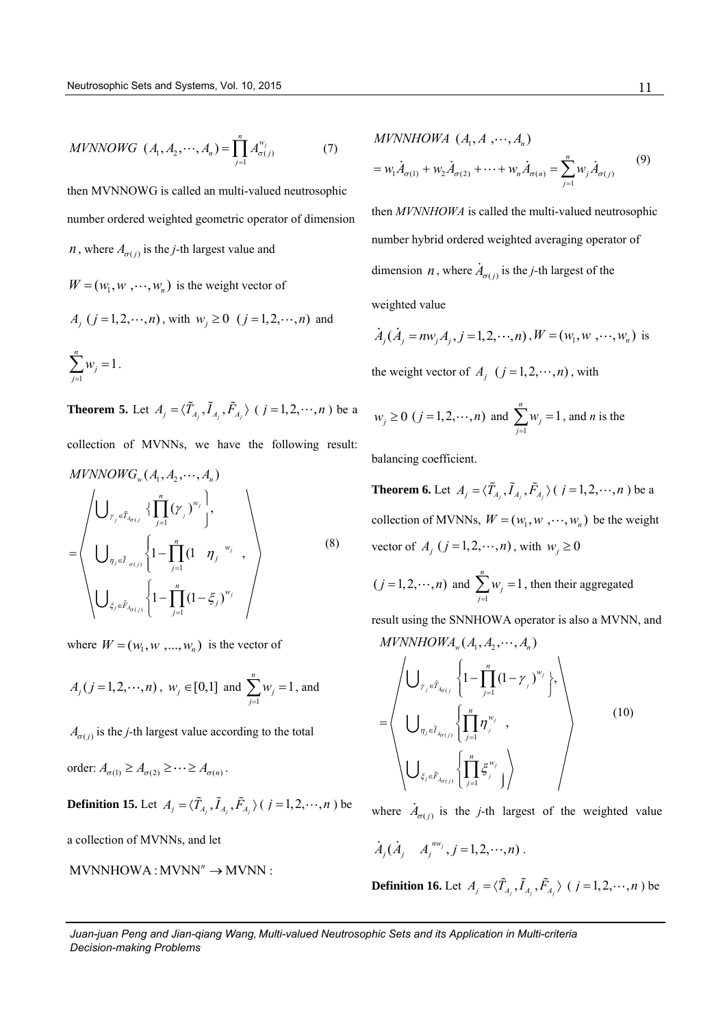$$MVNNOWG\ (A_1, A_2, \cdots, A_n) = \prod_{j=1}^{n} A_{\sigma(j)}^{w_j} \tag{7}$$

then MVNNOWG is called an multi-valued neutrosophic number ordered weighted geometric operator of dimension $n$, where $A_{\sigma(j)}$ is the *j*-th largest value and $W = (w_1, w, \cdots, w_n)$ is the weight vector of $A_j\ (j = 1, 2, \cdots, n)$, with $w_j \geq 0\ \ (j = 1, 2, \cdots, n)$ and $\sum_{j=1}^{n} w_j = 1$.

**Theorem 5.** Let $A_j = \langle \tilde{T}_{A_j}, \tilde{I}_{A_j}, \tilde{F}_{A_j} \rangle$ ( $j = 1, 2, \cdots, n$ ) be a collection of MVNNs, we have the following result:

$$MVNNOWG_w(A_1, A_2, \cdots, A_n) = \left\langle \begin{array}{l} \bigcup_{\gamma_j \in \tilde{T}_{A_{\sigma(j)}}} \{ \prod_{j=1}^{n} (\gamma_j)^{w_j} \}, \\ \bigcup_{\eta_j \in \tilde{I}_{A_{\sigma(j)}}} \left\{ 1 - \prod_{j=1}^{n} (1 - \eta_j)^{w_j} \right\}, \\ \bigcup_{\xi_j \in \tilde{F}_{A_{\sigma(j)}}} \left\{ 1 - \prod_{j=1}^{n} (1 - \xi_j)^{w_j} \right\} \end{array} \right\rangle \tag{8}$$

where $W = (w_1, w, ..., w_n)$ is the vector of $A_j (j = 1, 2, \cdots, n)$, $w_j \in [0,1]$ and $\sum_{j=1}^{n} w_j = 1$, and $A_{\sigma(j)}$ is the *j*-th largest value according to the total order: $A_{\sigma(1)} \geq A_{\sigma(2)} \geq \cdots \geq A_{\sigma(n)}$.

**Definition 15.** Let $A_j = \langle \tilde{T}_{A_j}, \tilde{I}_{A_j}, \tilde{F}_{A_j} \rangle$ ( $j = 1, 2, \cdots, n$ ) be a collection of MVNNs, and let

$\text{MVNNHOWA} : \text{MVNN}^n \to \text{MVNN}$ :

$$\begin{aligned} & MVNNHOWA\ (A_1, A, \cdots, A_n) \\ & = w_1 \dot{A}_{\sigma(1)} + w_2 \dot{A}_{\sigma(2)} + \cdots + w_n \dot{A}_{\sigma(n)} = \sum_{j=1}^{n} w_j \dot{A}_{\sigma(j)} \end{aligned} \tag{9}$$

then *MVNNHOWA* is called the multi-valued neutrosophic number hybrid ordered weighted averaging operator of dimension $n$, where $\dot{A}_{\sigma(j)}$ is the *j*-th largest of the weighted value $\dot{A}_j (\dot{A}_j = n w_j A_j, j = 1, 2, \cdots, n)$, $W = (w_1, w, \cdots, w_n)$ is the weight vector of $A_j\ \ (j = 1, 2, \cdots, n)$, with $w_j \geq 0\ (j = 1, 2, \cdots, n)$ and $\sum_{j=1}^{n} w_j = 1$, and *n* is the balancing coefficient.

**Theorem 6.** Let $A_j = \langle \tilde{T}_{A_j}, \tilde{I}_{A_j}, \tilde{F}_{A_j} \rangle$ ( $j = 1, 2, \cdots, n$ ) be a collection of MVNNs, $W = (w_1, w, \cdots, w_n)$ be the weight vector of $A_j\ \ (j = 1, 2, \cdots, n)$, with $w_j \geq 0$ $(j = 1, 2, \cdots, n)$ and $\sum_{j=1}^{n} w_j = 1$, then their aggregated result using the SNNHOWA operator is also a MVNN, and

$$MVNNHOWA_w(A_1, A_2, \cdots, A_n) = \left\langle \begin{array}{l} \bigcup_{\gamma_j \in \tilde{T}_{\dot{A}_{\sigma(j)}}} \left\{ 1 - \prod_{j=1}^{n} (1 - \gamma_j)^{w_j} \right\}, \\ \bigcup_{\eta_j \in \tilde{I}_{\dot{A}_{\sigma(j)}}} \left\{ \prod_{j=1}^{n} \eta_j^{w_j} \right\}, \\ \bigcup_{\xi_j \in \tilde{F}_{\dot{A}_{\sigma(j)}}} \left\{ \prod_{j=1}^{n} \xi_j^{w_j} \right\} \end{array} \right\rangle \tag{10}$$

where $\dot{A}_{\sigma(j)}$ is the *j*-th largest of the weighted value $\dot{A}_j (\dot{A}_j = A_j^{n w_j}, j = 1, 2, \cdots, n)$.

**Definition 16.** Let $A_j = \langle \tilde{T}_{A_j}, \tilde{I}_{A_j}, \tilde{F}_{A_j} \rangle$ ( $j = 1, 2, \cdots, n$ ) be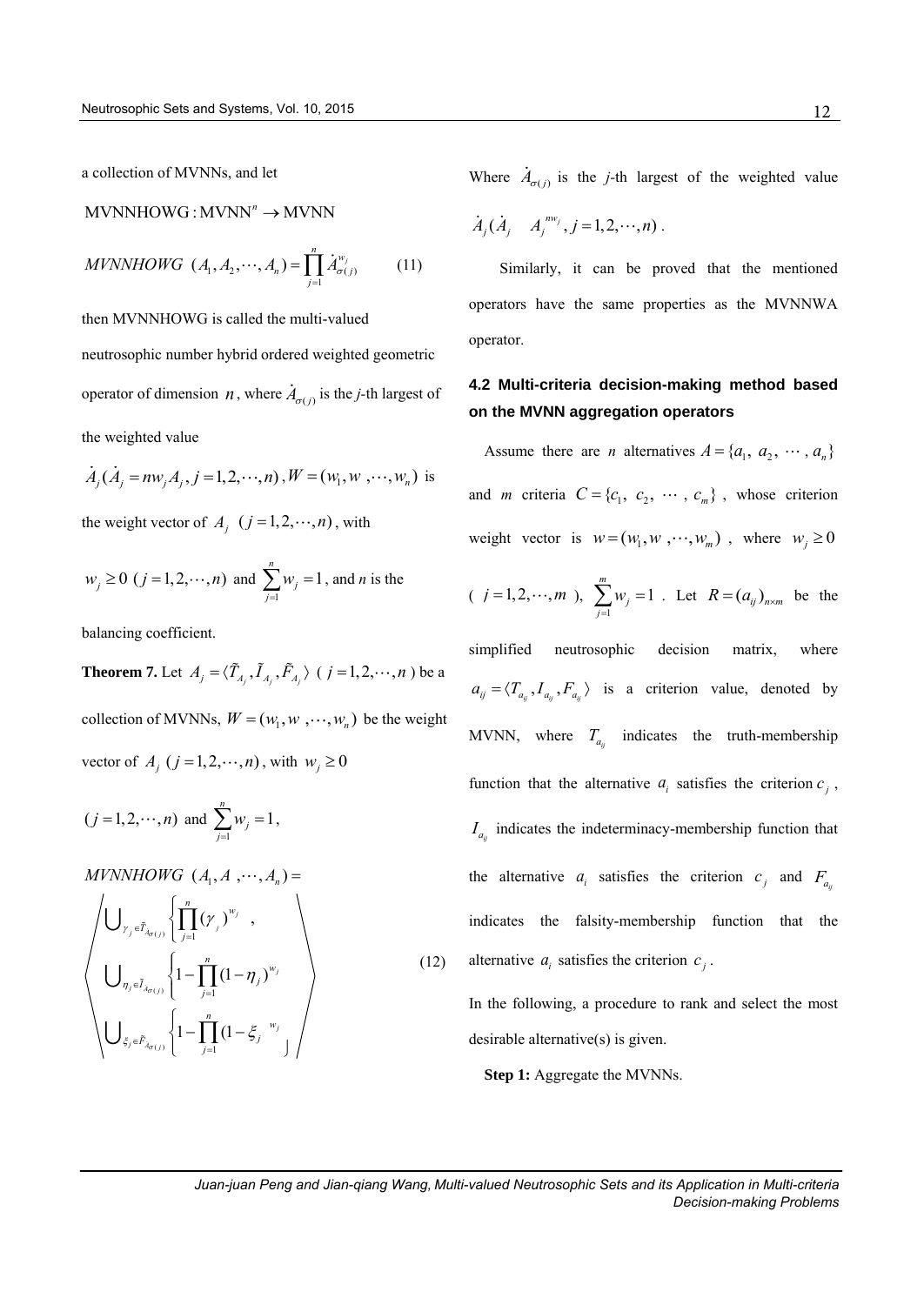a collection of MVNNs, and let

$$\text{MVNNHOWG}: \text{MVNN}^n \rightarrow \text{MVNN}$$

$$MVNNHOWG\ (A_1, A_2, \cdots, A_n) = \prod_{j=1}^{n} \dot{A}_{\sigma(j)}^{w_j} \quad (11)$$

then MVNNHOWG is called the multi-valued neutrosophic number hybrid ordered weighted geometric operator of dimension $n$, where $\dot{A}_{\sigma(j)}$ is the $j$-th largest of the weighted value

$\dot{A}_j (\dot{A}_j = nw_j A_j, j = 1, 2, \cdots, n)$, $W = (w_1, w, \cdots, w_n)$ is the weight vector of $A_j\ (j = 1, 2, \cdots, n)$, with

$w_j \geq 0\ (j = 1, 2, \cdots, n)$ and $\sum_{j=1}^{n} w_j = 1$, and $n$ is the balancing coefficient.

**Theorem 7.** Let $A_j = \langle \tilde{T}_{A_j}, \tilde{I}_{A_j}, \tilde{F}_{A_j} \rangle$ ( $j = 1, 2, \cdots, n$ ) be a collection of MVNNs, $W = (w_1, w, \cdots, w_n)$ be the weight vector of $A_j\ (j = 1, 2, \cdots, n)$, with $w_j \geq 0$ $(j = 1, 2, \cdots, n)$ and $\sum_{j=1}^{n} w_j = 1$,

$$MVNNHOWG\ (A_1, A, \cdots, A_n) = \left\langle \begin{array}{l} \bigcup_{\gamma_j \in \tilde{T}_{A_{\sigma(j)}}} \left\{ \prod_{j=1}^{n} (\gamma_j)^{w_j} \right\}, \\ \bigcup_{\eta_j \in \tilde{I}_{A_{\sigma(j)}}} \left\{ 1 - \prod_{j=1}^{n} (1 - \eta_j)^{w_j} \right\} \\ \bigcup_{\xi_j \in \tilde{F}_{A_{\sigma(j)}}} \left\{ 1 - \prod_{j=1}^{n} (1 - \xi_j)^{w_j} \right\} \end{array} \right\rangle \quad (12)$$

Where $\dot{A}_{\sigma(j)}$ is the $j$-th largest of the weighted value $\dot{A}_j (\dot{A}_j \quad A_j^{nw_j}, j = 1, 2, \cdots, n)$.

Similarly, it can be proved that the mentioned operators have the same properties as the MVNNWA operator.

### 4.2 Multi-criteria decision-making method based on the MVNN aggregation operators

Assume there are $n$ alternatives $A = \{a_1, a_2, \cdots, a_n\}$ and $m$ criteria $C = \{c_1, c_2, \cdots, c_m\}$, whose criterion weight vector is $w = (w_1, w, \cdots, w_m)$, where $w_j \geq 0$ ( $j = 1, 2, \cdots, m$ ), $\sum_{j=1}^{m} w_j = 1$. Let $R = (a_{ij})_{n \times m}$ be the simplified neutrosophic decision matrix, where $a_{ij} = \langle T_{a_{ij}}, I_{a_{ij}}, F_{a_{ij}} \rangle$ is a criterion value, denoted by MVNN, where $T_{a_{ij}}$ indicates the truth-membership function that the alternative $a_i$ satisfies the criterion $c_j$, $I_{a_{ij}}$ indicates the indeterminacy-membership function that the alternative $a_i$ satisfies the criterion $c_j$ and $F_{a_{ij}}$ indicates the falsity-membership function that the alternative $a_i$ satisfies the criterion $c_j$.

In the following, a procedure to rank and select the most desirable alternative(s) is given.

**Step 1:** Aggregate the MVNNs.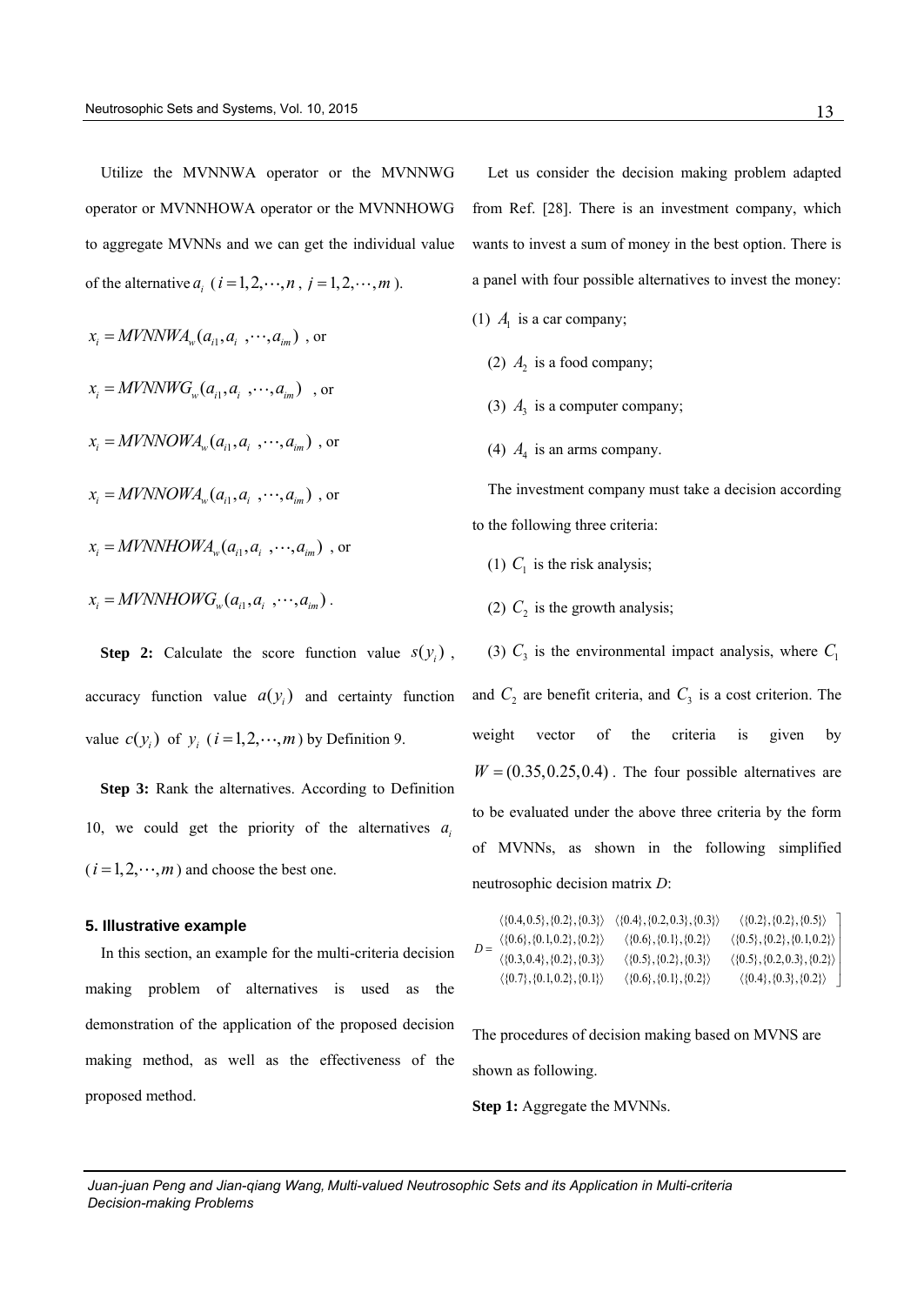Utilize the MVNNWA operator or the MVNNWG operator or MVNNHOWA operator or the MVNNHOWG to aggregate MVNNs and we can get the individual value of the alternative $a_i$ ($i = 1, 2, \cdots, n$, $j = 1, 2, \cdots, m$).

$$x_i = MVNNWA_w(a_{i1}, a_i, \cdots, a_{im}) \text{ , or}$$

$$x_i = MVNNWG_w(a_{i1}, a_i, \cdots, a_{im}) \text{ , or}$$

$$x_i = MVNNOWA_w(a_{i1}, a_i, \cdots, a_{im}) \text{ , or}$$

$$x_i = MVNNOWA_w(a_{i1}, a_i, \cdots, a_{im}) \text{ , or}$$

$$x_i = MVNNHOWA_w(a_{i1}, a_i, \cdots, a_{im}) \text{ , or}$$

$$x_i = MVNNHOWG_w(a_{i1}, a_i, \cdots, a_{im}) .$$

**Step 2:** Calculate the score function value $s(y_i)$, accuracy function value $a(y_i)$ and certainty function value $c(y_i)$ of $y_i$ ($i = 1, 2, \cdots, m$) by Definition 9.

**Step 3:** Rank the alternatives. According to Definition 10, we could get the priority of the alternatives $a_i$ ($i = 1, 2, \cdots, m$) and choose the best one.

## 5. Illustrative example

In this section, an example for the multi-criteria decision making problem of alternatives is used as the demonstration of the application of the proposed decision making method, as well as the effectiveness of the proposed method.

Let us consider the decision making problem adapted from Ref. [28]. There is an investment company, which wants to invest a sum of money in the best option. There is a panel with four possible alternatives to invest the money:

(1) $A_1$ is a car company;

(2) $A_2$ is a food company;

(3) $A_3$ is a computer company;

(4) $A_4$ is an arms company.

The investment company must take a decision according to the following three criteria:

(1) $C_1$ is the risk analysis;

(2) $C_2$ is the growth analysis;

(3) $C_3$ is the environmental impact analysis, where $C_1$ and $C_2$ are benefit criteria, and $C_3$ is a cost criterion. The weight vector of the criteria is given by $W = (0.35, 0.25, 0.4)$. The four possible alternatives are to be evaluated under the above three criteria by the form of MVNNs, as shown in the following simplified neutrosophic decision matrix *D*:

$$D = \begin{bmatrix} \langle\{0.4,0.5\},\{0.2\},\{0.3\}\rangle & \langle\{0.4\},\{0.2,0.3\},\{0.3\}\rangle & \langle\{0.2\},\{0.2\},\{0.5\}\rangle \\ \langle\{0.6\},\{0.1,0.2\},\{0.2\}\rangle & \langle\{0.6\},\{0.1\},\{0.2\}\rangle & \langle\{0.5\},\{0.2\},\{0.1,0.2\}\rangle \\ \langle\{0.3,0.4\},\{0.2\},\{0.3\}\rangle & \langle\{0.5\},\{0.2\},\{0.3\}\rangle & \langle\{0.5\},\{0.2,0.3\},\{0.2\}\rangle \\ \langle\{0.7\},\{0.1,0.2\},\{0.1\}\rangle & \langle\{0.6\},\{0.1\},\{0.2\}\rangle & \langle\{0.4\},\{0.3\},\{0.2\}\rangle \end{bmatrix}$$

The procedures of decision making based on MVNS are shown as following.

**Step 1:** Aggregate the MVNNs.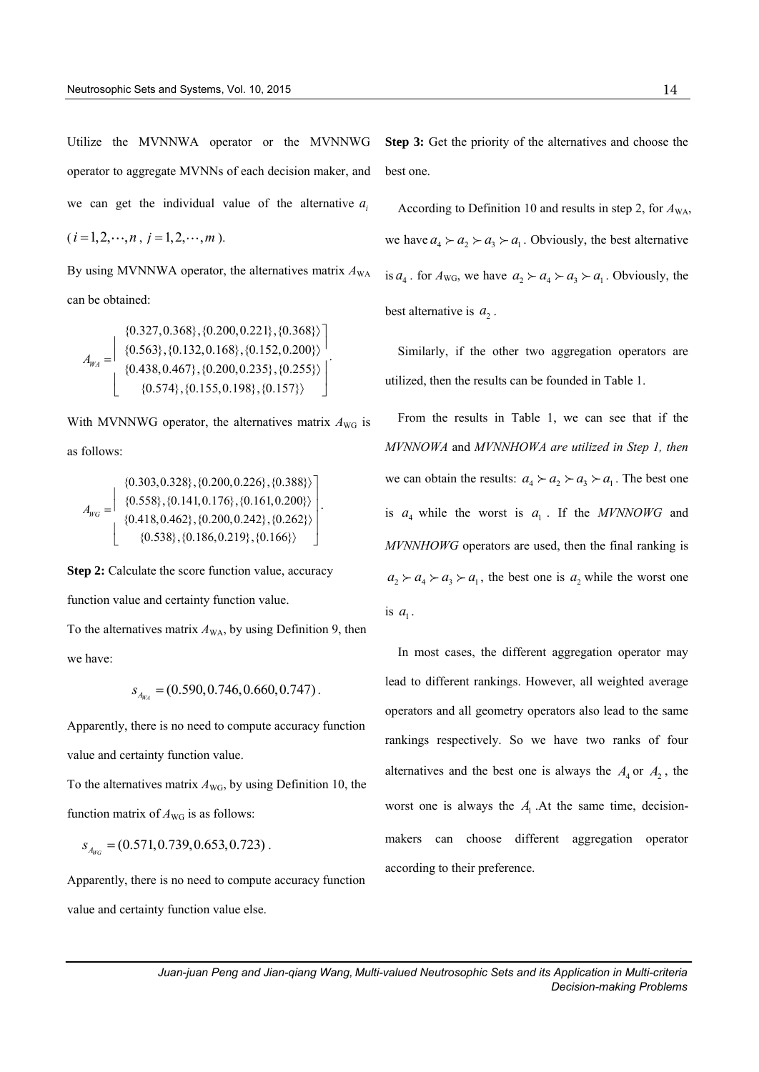Utilize the MVNNWA operator or the MVNNWG operator to aggregate MVNNs of each decision maker, and we can get the individual value of the alternative $a_i$ ($i = 1, 2, \cdots, n$, $j = 1, 2, \cdots, m$).

By using MVNNWA operator, the alternatives matrix $A_{\text{WA}}$ can be obtained:

$$A_{WA} = \begin{bmatrix} \langle\{0.327, 0.368\}, \{0.200, 0.221\}, \{0.368\}\rangle \\ \langle\{0.563\}, \{0.132, 0.168\}, \{0.152, 0.200\}\rangle \\ \langle\{0.438, 0.467\}, \{0.200, 0.235\}, \{0.255\}\rangle \\ \langle\{0.574\}, \{0.155, 0.198\}, \{0.157\}\rangle \end{bmatrix}.$$

With MVNNWG operator, the alternatives matrix $A_{\text{WG}}$ is as follows:

$$A_{WG} = \begin{bmatrix} \langle\{0.303, 0.328\}, \{0.200, 0.226\}, \{0.388\}\rangle \\ \langle\{0.558\}, \{0.141, 0.176\}, \{0.161, 0.200\}\rangle \\ \langle\{0.418, 0.462\}, \{0.200, 0.242\}, \{0.262\}\rangle \\ \langle\{0.538\}, \{0.186, 0.219\}, \{0.166\}\rangle \end{bmatrix}.$$

**Step 2:** Calculate the score function value, accuracy function value and certainty function value.

To the alternatives matrix $A_{\text{WA}}$, by using Definition 9, then we have:

$$s_{A_{WA}} = (0.590, 0.746, 0.660, 0.747).$$

Apparently, there is no need to compute accuracy function value and certainty function value.

To the alternatives matrix $A_{\text{WG}}$, by using Definition 10, the function matrix of $A_{\text{WG}}$ is as follows:

$$s_{A_{WG}} = (0.571, 0.739, 0.653, 0.723).$$

Apparently, there is no need to compute accuracy function value and certainty function value else.

**Step 3:** Get the priority of the alternatives and choose the best one.

According to Definition 10 and results in step 2, for $A_{\text{WA}}$, we have $a_4 \succ a_2 \succ a_3 \succ a_1$. Obviously, the best alternative is $a_4$. for $A_{\text{WG}}$, we have $a_2 \succ a_4 \succ a_3 \succ a_1$. Obviously, the best alternative is $a_2$.

Similarly, if the other two aggregation operators are utilized, then the results can be founded in Table 1.

From the results in Table 1, we can see that if the *MVNNOWA* and *MVNNHOWA are utilized in Step 1, then* we can obtain the results: $a_4 \succ a_2 \succ a_3 \succ a_1$. The best one is $a_4$ while the worst is $a_1$. If the *MVNNOWG* and *MVNNHOWG* operators are used, then the final ranking is $a_2 \succ a_4 \succ a_3 \succ a_1$, the best one is $a_2$ while the worst one is $a_1$.

In most cases, the different aggregation operator may lead to different rankings. However, all weighted average operators and all geometry operators also lead to the same rankings respectively. So we have two ranks of four alternatives and the best one is always the $A_4$ or $A_2$, the worst one is always the $A_1$.At the same time, decision-makers can choose different aggregation operator according to their preference.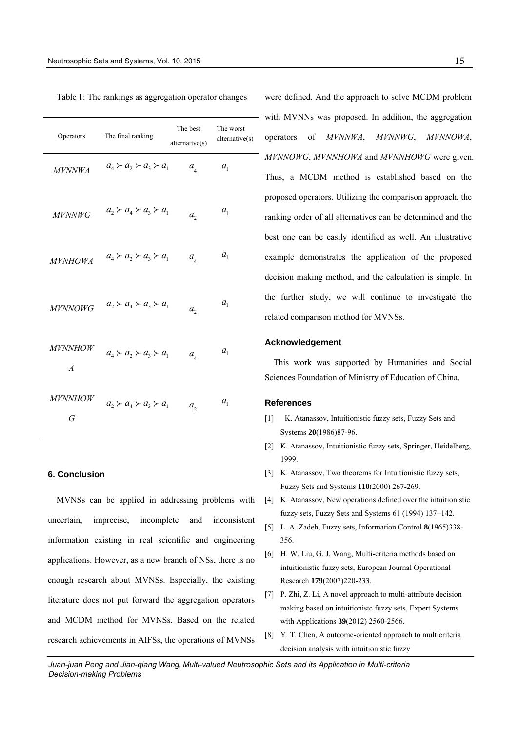Table 1: The rankings as aggregation operator changes

| Operators | The final ranking | The best alternative(s) | The worst alternative(s) |
| --- | --- | --- | --- |
| *MVNNWA* | $a_4 \succ a_2 \succ a_3 \succ a_1$ | $a_4$ | $a_1$ |
| *MVNNWG* | $a_2 \succ a_4 \succ a_3 \succ a_1$ | $a_2$ | $a_1$ |
| *MVNHOWA* | $a_4 \succ a_2 \succ a_3 \succ a_1$ | $a_4$ | $a_1$ |
| *MVNNOWG* | $a_2 \succ a_4 \succ a_3 \succ a_1$ | $a_2$ | $a_1$ |
| *MVNNHOWA* | $a_4 \succ a_2 \succ a_3 \succ a_1$ | $a_4$ | $a_1$ |
| *MVNNHOWG* | $a_2 \succ a_4 \succ a_3 \succ a_1$ | $a_2$ | $a_1$ |

## 6. Conclusion

MVNSs can be applied in addressing problems with uncertain, imprecise, incomplete and inconsistent information existing in real scientific and engineering applications. However, as a new branch of NSs, there is no enough research about MVNSs. Especially, the existing literature does not put forward the aggregation operators and MCDM method for MVNSs. Based on the related research achievements in AIFSs, the operations of MVNSs were defined. And the approach to solve MCDM problem with MVNNs was proposed. In addition, the aggregation operators of *MVNNWA*, *MVNNWG*, *MVNNOWA*, *MVNNOWG*, *MVNNHOWA* and *MVNNHOWG* were given. Thus, a MCDM method is established based on the proposed operators. Utilizing the comparison approach, the ranking order of all alternatives can be determined and the best one can be easily identified as well. An illustrative example demonstrates the application of the proposed decision making method, and the calculation is simple. In the further study, we will continue to investigate the related comparison method for MVNSs.

### Acknowledgement

This work was supported by Humanities and Social Sciences Foundation of Ministry of Education of China.

### References

[1] K. Atanassov, Intuitionistic fuzzy sets, Fuzzy Sets and Systems **20**(1986)87-96.

[2] K. Atanassov, Intuitionistic fuzzy sets, Springer, Heidelberg, 1999.

[3] K. Atanassov, Two theorems for Intuitionistic fuzzy sets, Fuzzy Sets and Systems **110**(2000) 267-269.

[4] K. Atanassov, New operations defined over the intuitionistic fuzzy sets, Fuzzy Sets and Systems 61 (1994) 137–142.

[5] L. A. Zadeh, Fuzzy sets, Information Control **8**(1965)338-356.

[6] H. W. Liu, G. J. Wang, Multi-criteria methods based on intuitionistic fuzzy sets, European Journal Operational Research **179**(2007)220-233.

[7] P. Zhi, Z. Li, A novel approach to multi-attribute decision making based on intuitionistc fuzzy sets, Expert Systems with Applications **39**(2012) 2560-2566.

[8] Y. T. Chen, A outcome-oriented approach to multicriteria decision analysis with intuitionistic fuzzy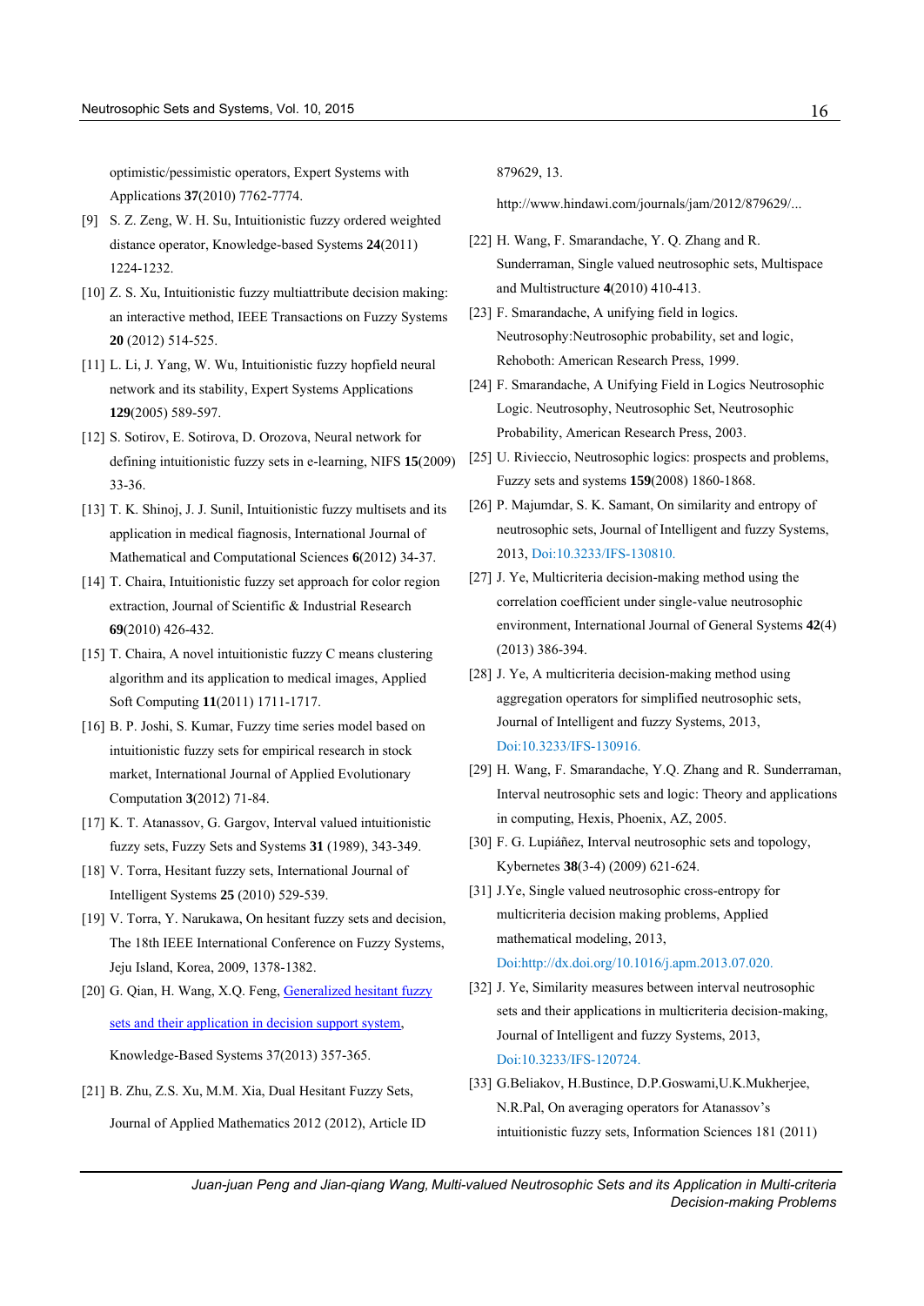optimistic/pessimistic operators, Expert Systems with Applications **37**(2010) 7762-7774.

[9] S. Z. Zeng, W. H. Su, Intuitionistic fuzzy ordered weighted distance operator, Knowledge-based Systems **24**(2011) 1224-1232.

[10] Z. S. Xu, Intuitionistic fuzzy multiattribute decision making: an interactive method, IEEE Transactions on Fuzzy Systems **20** (2012) 514-525.

[11] L. Li, J. Yang, W. Wu, Intuitionistic fuzzy hopfield neural network and its stability, Expert Systems Applications **129**(2005) 589-597.

[12] S. Sotirov, E. Sotirova, D. Orozova, Neural network for defining intuitionistic fuzzy sets in e-learning, NIFS **15**(2009) 33-36.

[13] T. K. Shinoj, J. J. Sunil, Intuitionistic fuzzy multisets and its application in medical fiagnosis, International Journal of Mathematical and Computational Sciences **6**(2012) 34-37.

[14] T. Chaira, Intuitionistic fuzzy set approach for color region extraction, Journal of Scientific & Industrial Research **69**(2010) 426-432.

[15] T. Chaira, A novel intuitionistic fuzzy C means clustering algorithm and its application to medical images, Applied Soft Computing **11**(2011) 1711-1717.

[16] B. P. Joshi, S. Kumar, Fuzzy time series model based on intuitionistic fuzzy sets for empirical research in stock market, International Journal of Applied Evolutionary Computation **3**(2012) 71-84.

[17] K. T. Atanassov, G. Gargov, Interval valued intuitionistic fuzzy sets, Fuzzy Sets and Systems **31** (1989), 343-349.

[18] V. Torra, Hesitant fuzzy sets, International Journal of Intelligent Systems **25** (2010) 529-539.

[19] V. Torra, Y. Narukawa, On hesitant fuzzy sets and decision, The 18th IEEE International Conference on Fuzzy Systems, Jeju Island, Korea, 2009, 1378-1382.

[20] G. Qian, H. Wang, X.Q. Feng, Generalized hesitant fuzzy sets and their application in decision support system, Knowledge-Based Systems 37(2013) 357-365.

[21] B. Zhu, Z.S. Xu, M.M. Xia, Dual Hesitant Fuzzy Sets, Journal of Applied Mathematics 2012 (2012), Article ID 879629, 13.

http://www.hindawi.com/journals/jam/2012/879629/...

[22] H. Wang, F. Smarandache, Y. Q. Zhang and R. Sunderraman, Single valued neutrosophic sets, Multispace and Multistructure **4**(2010) 410-413.

[23] F. Smarandache, A unifying field in logics. Neutrosophy:Neutrosophic probability, set and logic, Rehoboth: American Research Press, 1999.

[24] F. Smarandache, A Unifying Field in Logics Neutrosophic Logic. Neutrosophy, Neutrosophic Set, Neutrosophic Probability, American Research Press, 2003.

[25] U. Rivieccio, Neutrosophic logics: prospects and problems, Fuzzy sets and systems **159**(2008) 1860-1868.

[26] P. Majumdar, S. K. Samant, On similarity and entropy of neutrosophic sets, Journal of Intelligent and fuzzy Systems, 2013, Doi:10.3233/IFS-130810.

[27] J. Ye, Multicriteria decision-making method using the correlation coefficient under single-value neutrosophic environment, International Journal of General Systems **42**(4) (2013) 386-394.

[28] J. Ye, A multicriteria decision-making method using aggregation operators for simplified neutrosophic sets, Journal of Intelligent and fuzzy Systems, 2013, Doi:10.3233/IFS-130916.

[29] H. Wang, F. Smarandache, Y.Q. Zhang and R. Sunderraman, Interval neutrosophic sets and logic: Theory and applications in computing, Hexis, Phoenix, AZ, 2005.

[30] F. G. Lupiáñez, Interval neutrosophic sets and topology, Kybernetes **38**(3-4) (2009) 621-624.

[31] J.Ye, Single valued neutrosophic cross-entropy for multicriteria decision making problems, Applied mathematical modeling, 2013, Doi:http://dx.doi.org/10.1016/j.apm.2013.07.020.

[32] J. Ye, Similarity measures between interval neutrosophic sets and their applications in multicriteria decision-making, Journal of Intelligent and fuzzy Systems, 2013, Doi:10.3233/IFS-120724.

[33] G.Beliakov, H.Bustince, D.P.Goswami,U.K.Mukherjee, N.R.Pal, On averaging operators for Atanassov's intuitionistic fuzzy sets, Information Sciences 181 (2011)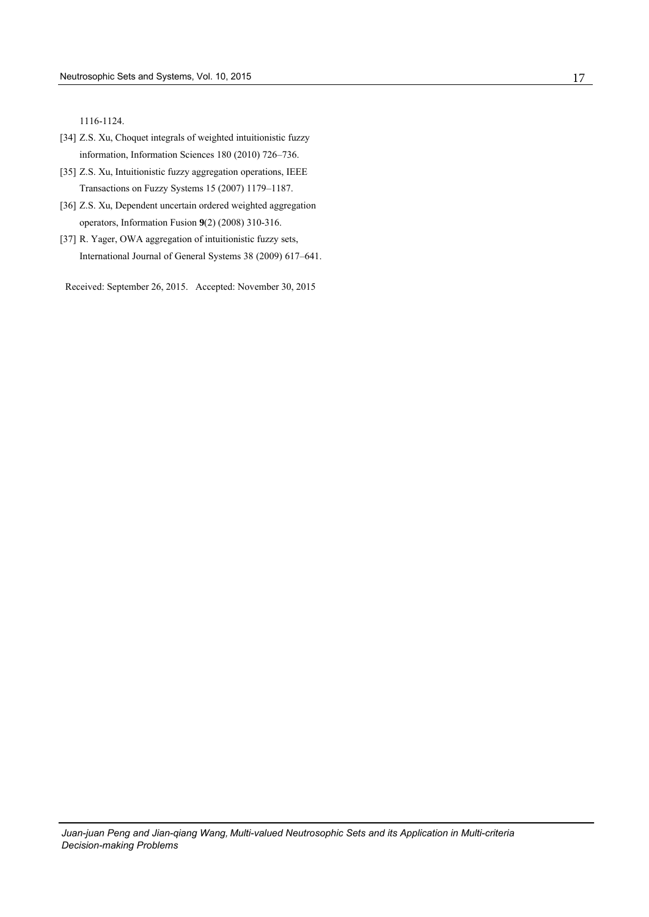1116-1124.

[34] Z.S. Xu, Choquet integrals of weighted intuitionistic fuzzy information, Information Sciences 180 (2010) 726–736.

[35] Z.S. Xu, Intuitionistic fuzzy aggregation operations, IEEE Transactions on Fuzzy Systems 15 (2007) 1179–1187.

[36] Z.S. Xu, Dependent uncertain ordered weighted aggregation operators, Information Fusion **9**(2) (2008) 310-316.

[37] R. Yager, OWA aggregation of intuitionistic fuzzy sets, International Journal of General Systems 38 (2009) 617–641.

Received: September 26, 2015. Accepted: November 30, 2015